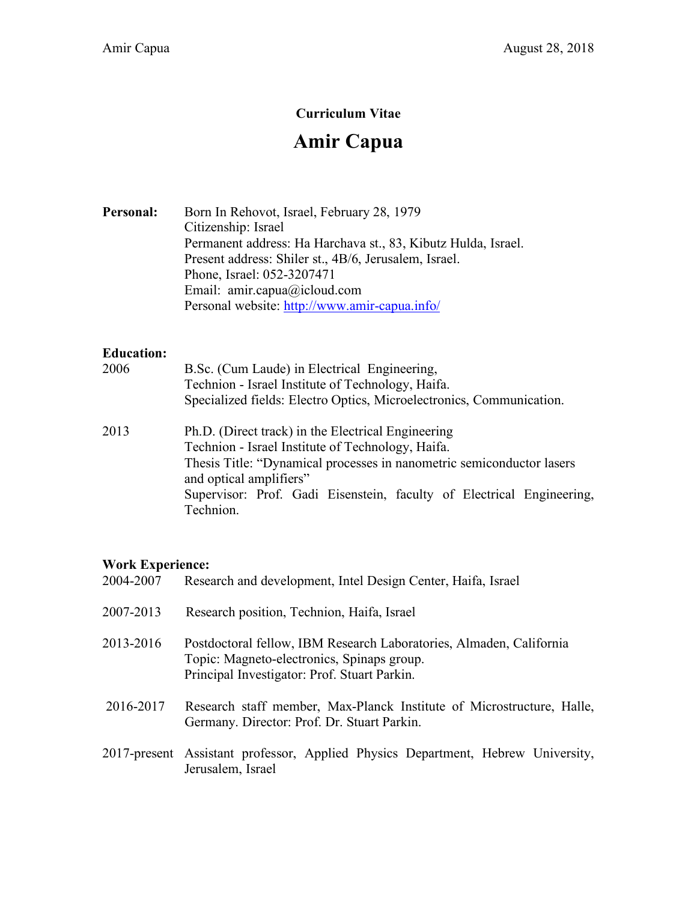**Curriculum Vitae**

# Amir Capua

**Personal:**

Born In Rehovot, Israel, February 28, 1979
Citizenship: Israel
Permanent address: Ha Harchava st., 83, Kibutz Hulda, Israel.
Present address: Shiler st., 4B/6, Jerusalem, Israel.
Phone, Israel: 052-3207471
Email: amir.capua@icloud.com
Personal website: [http://www.amir-capua.info/](http://www.amir-capua.info/)

**Education:**

2006 — B.Sc. (Cum Laude) in Electrical Engineering,
Technion - Israel Institute of Technology, Haifa.
Specialized fields: Electro Optics, Microelectronics, Communication.

2013 — Ph.D. (Direct track) in the Electrical Engineering
Technion - Israel Institute of Technology, Haifa.
Thesis Title: "Dynamical processes in nanometric semiconductor lasers and optical amplifiers"
Supervisor: Prof. Gadi Eisenstein, faculty of Electrical Engineering, Technion.

**Work Experience:**

2004-2007 — Research and development, Intel Design Center, Haifa, Israel

2007-2013 — Research position, Technion, Haifa, Israel

2013-2016 — Postdoctoral fellow, IBM Research Laboratories, Almaden, California
Topic: Magneto-electronics, Spinaps group.
Principal Investigator: Prof. Stuart Parkin.

2016-2017 — Research staff member, Max-Planck Institute of Microstructure, Halle, Germany. Director: Prof. Dr. Stuart Parkin.

2017-present — Assistant professor, Applied Physics Department, Hebrew University, Jerusalem, Israel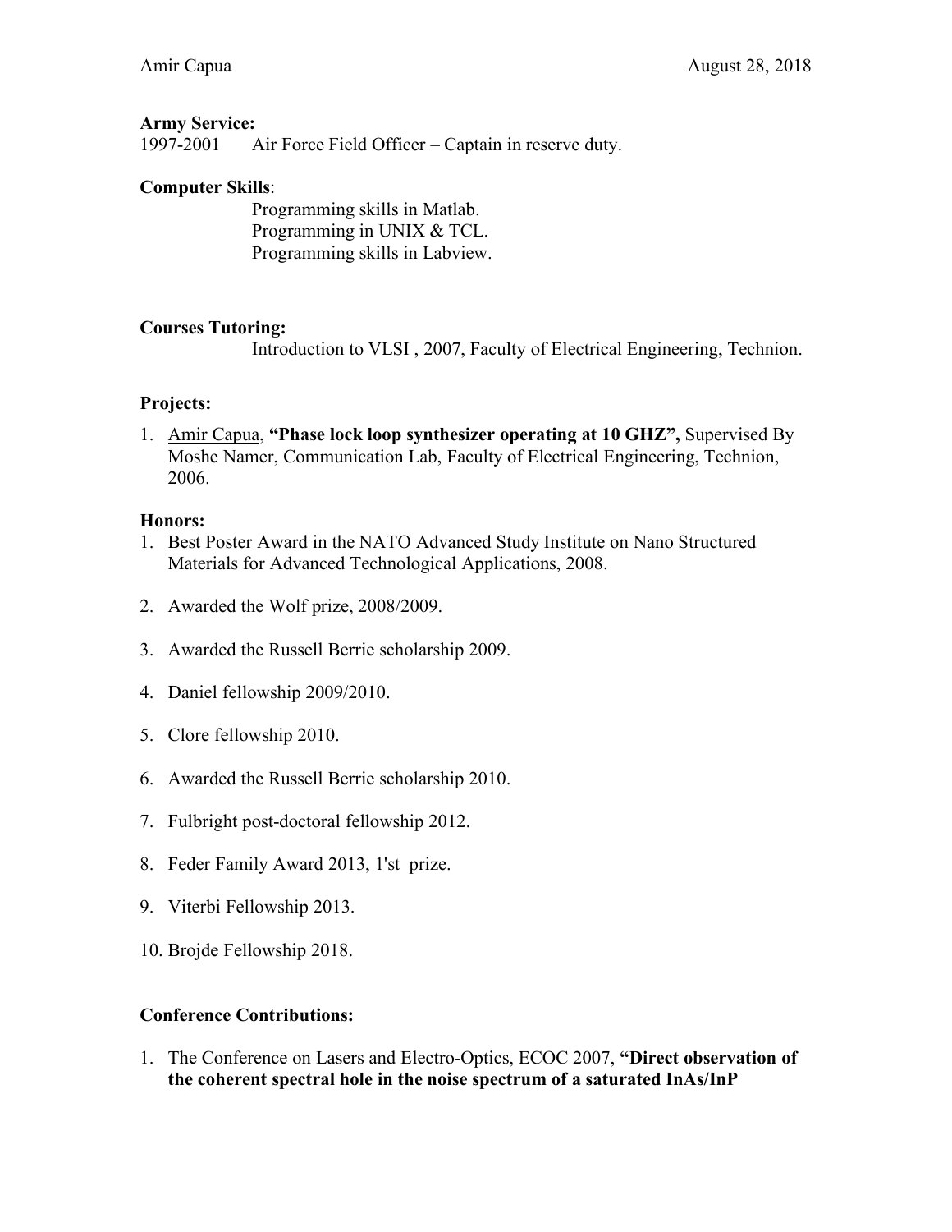**Army Service:**

1997-2001 Air Force Field Officer – Captain in reserve duty.

**Computer Skills**:

Programming skills in Matlab.
Programming in UNIX & TCL.
Programming skills in Labview.

**Courses Tutoring:**

Introduction to VLSI , 2007, Faculty of Electrical Engineering, Technion.

**Projects:**

1. Amir Capua, **"Phase lock loop synthesizer operating at 10 GHZ",** Supervised By Moshe Namer, Communication Lab, Faculty of Electrical Engineering, Technion, 2006.

**Honors:**

1. Best Poster Award in the NATO Advanced Study Institute on Nano Structured Materials for Advanced Technological Applications, 2008.
2. Awarded the Wolf prize, 2008/2009.
3. Awarded the Russell Berrie scholarship 2009.
4. Daniel fellowship 2009/2010.
5. Clore fellowship 2010.
6. Awarded the Russell Berrie scholarship 2010.
7. Fulbright post-doctoral fellowship 2012.
8. Feder Family Award 2013, 1'st prize.
9. Viterbi Fellowship 2013.
10. Brojde Fellowship 2018.

**Conference Contributions:**

1. The Conference on Lasers and Electro-Optics, ECOC 2007, **"Direct observation of the coherent spectral hole in the noise spectrum of a saturated InAs/InP**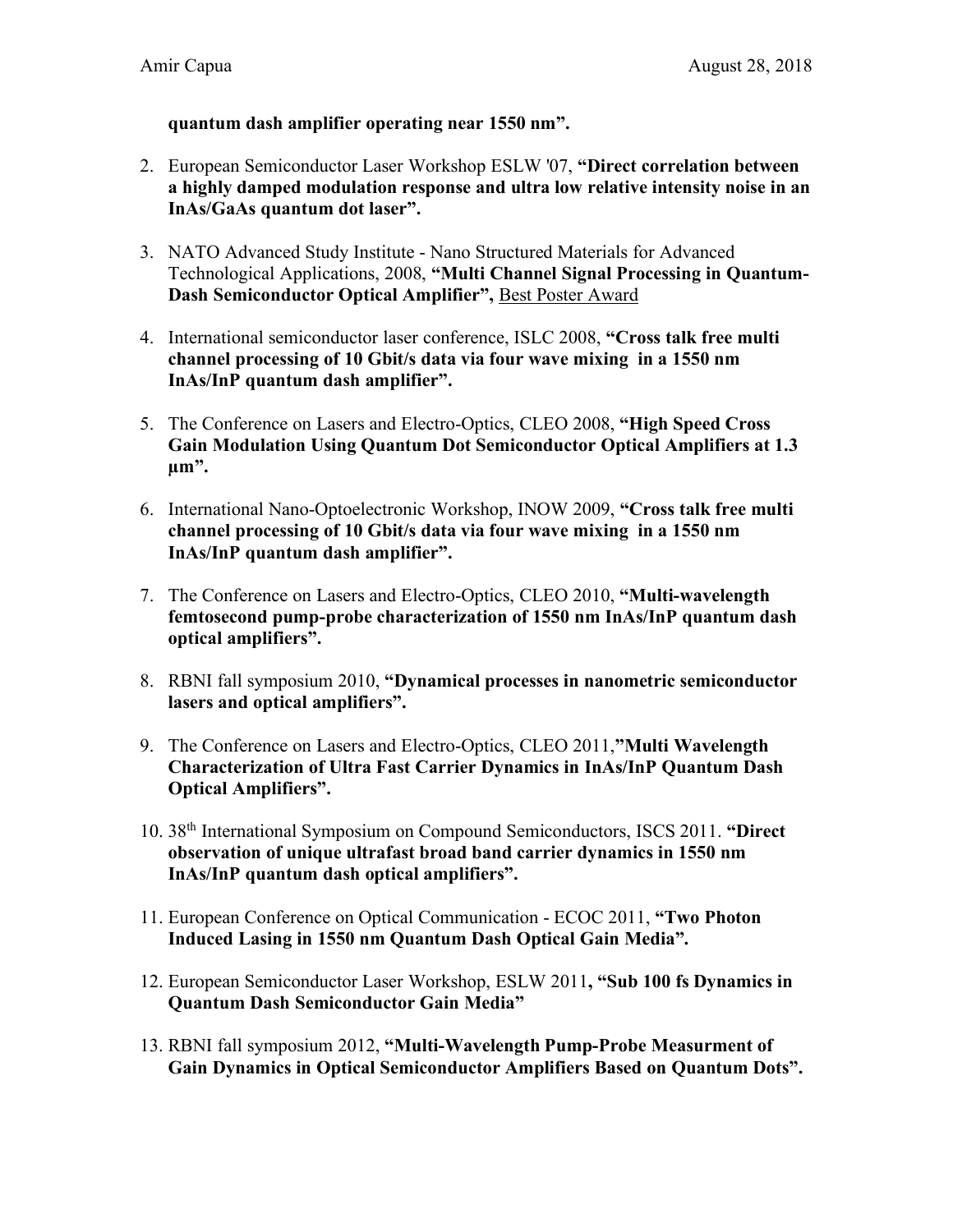**quantum dash amplifier operating near 1550 nm".**

2. European Semiconductor Laser Workshop ESLW '07, **"Direct correlation between a highly damped modulation response and ultra low relative intensity noise in an InAs/GaAs quantum dot laser".**

3. NATO Advanced Study Institute - Nano Structured Materials for Advanced Technological Applications, 2008, **"Multi Channel Signal Processing in Quantum-Dash Semiconductor Optical Amplifier",** <u>Best Poster Award</u>

4. International semiconductor laser conference, ISLC 2008, **"Cross talk free multi channel processing of 10 Gbit/s data via four wave mixing in a 1550 nm InAs/InP quantum dash amplifier".**

5. The Conference on Lasers and Electro-Optics, CLEO 2008, **"High Speed Cross Gain Modulation Using Quantum Dot Semiconductor Optical Amplifiers at 1.3 µm".**

6. International Nano-Optoelectronic Workshop, INOW 2009, **"Cross talk free multi channel processing of 10 Gbit/s data via four wave mixing in a 1550 nm InAs/InP quantum dash amplifier".**

7. The Conference on Lasers and Electro-Optics, CLEO 2010, **"Multi-wavelength femtosecond pump-probe characterization of 1550 nm InAs/InP quantum dash optical amplifiers".**

8. RBNI fall symposium 2010, **"Dynamical processes in nanometric semiconductor lasers and optical amplifiers".**

9. The Conference on Lasers and Electro-Optics, CLEO 2011,**"Multi Wavelength Characterization of Ultra Fast Carrier Dynamics in InAs/InP Quantum Dash Optical Amplifiers".**

10. 38th International Symposium on Compound Semiconductors, ISCS 2011. **"Direct observation of unique ultrafast broad band carrier dynamics in 1550 nm InAs/InP quantum dash optical amplifiers".**

11. European Conference on Optical Communication - ECOC 2011, **"Two Photon Induced Lasing in 1550 nm Quantum Dash Optical Gain Media".**

12. European Semiconductor Laser Workshop, ESLW 2011**, "Sub 100 fs Dynamics in Quantum Dash Semiconductor Gain Media"**

13. RBNI fall symposium 2012, **"Multi-Wavelength Pump-Probe Measurment of Gain Dynamics in Optical Semiconductor Amplifiers Based on Quantum Dots".**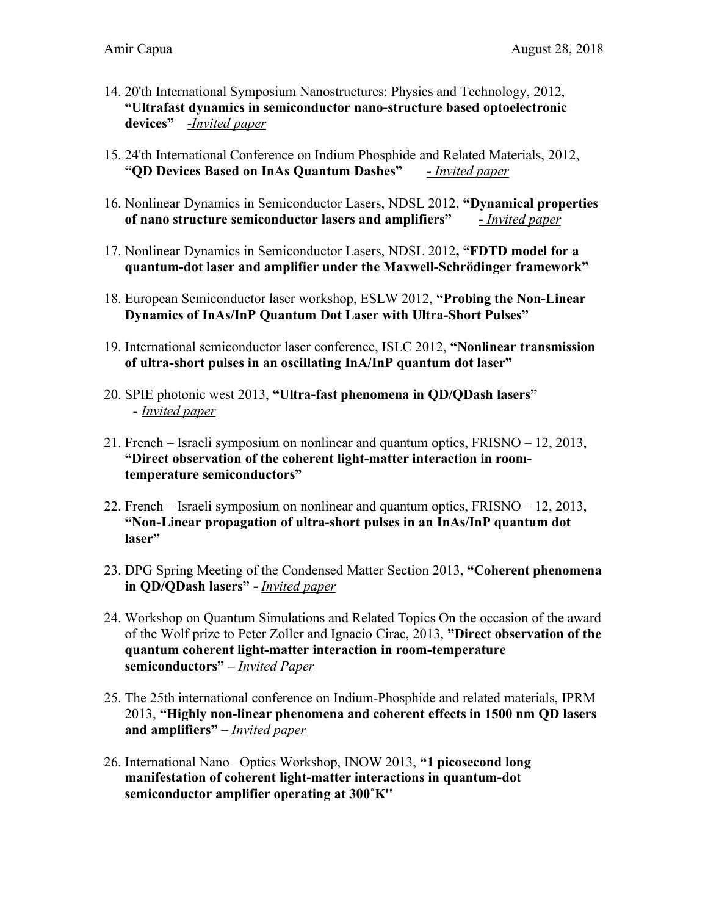14. 20'th International Symposium Nanostructures: Physics and Technology, 2012, **"Ultrafast dynamics in semiconductor nano-structure based optoelectronic devices"** *-Invited paper*

15. 24'th International Conference on Indium Phosphide and Related Materials, 2012, **"QD Devices Based on InAs Quantum Dashes"** **-** *Invited paper*

16. Nonlinear Dynamics in Semiconductor Lasers, NDSL 2012, **"Dynamical properties of nano structure semiconductor lasers and amplifiers"** **-** *Invited paper*

17. Nonlinear Dynamics in Semiconductor Lasers, NDSL 2012**, "FDTD model for a quantum-dot laser and amplifier under the Maxwell-Schrödinger framework"**

18. European Semiconductor laser workshop, ESLW 2012, **"Probing the Non-Linear Dynamics of InAs/InP Quantum Dot Laser with Ultra-Short Pulses"**

19. International semiconductor laser conference, ISLC 2012, **"Nonlinear transmission of ultra-short pulses in an oscillating InA/InP quantum dot laser"**

20. SPIE photonic west 2013, **"Ultra-fast phenomena in QD/QDash lasers"** **-** *Invited paper*

21. French – Israeli symposium on nonlinear and quantum optics, FRISNO – 12, 2013, **"Direct observation of the coherent light-matter interaction in room-temperature semiconductors"**

22. French – Israeli symposium on nonlinear and quantum optics, FRISNO – 12, 2013, **"Non-Linear propagation of ultra-short pulses in an InAs/InP quantum dot laser"**

23. DPG Spring Meeting of the Condensed Matter Section 2013, **"Coherent phenomena in QD/QDash lasers" -** *Invited paper*

24. Workshop on Quantum Simulations and Related Topics On the occasion of the award of the Wolf prize to Peter Zoller and Ignacio Cirac, 2013, **"Direct observation of the quantum coherent light-matter interaction in room-temperature semiconductors" –** *Invited Paper*

25. The 25th international conference on Indium-Phosphide and related materials, IPRM 2013, **"Highly non-linear phenomena and coherent effects in 1500 nm QD lasers and amplifiers"** – *Invited paper*

26. International Nano –Optics Workshop, INOW 2013, **"1 picosecond long manifestation of coherent light-matter interactions in quantum-dot semiconductor amplifier operating at 300˚K''**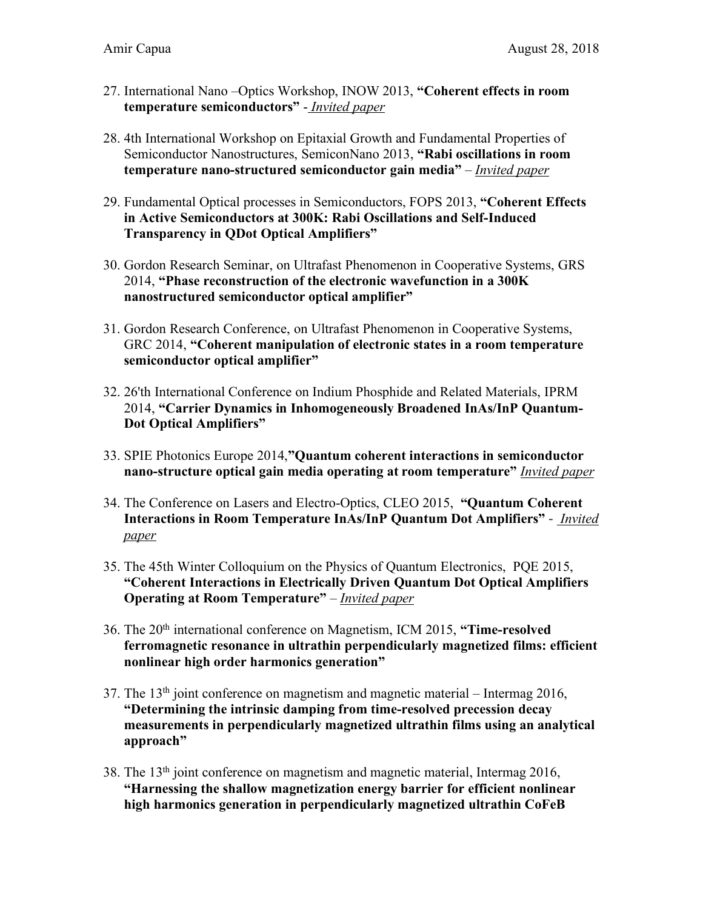27. International Nano –Optics Workshop, INOW 2013, **"Coherent effects in room temperature semiconductors"** - *Invited paper*

28. 4th International Workshop on Epitaxial Growth and Fundamental Properties of Semiconductor Nanostructures, SemiconNano 2013, **"Rabi oscillations in room temperature nano-structured semiconductor gain media"** – *Invited paper*

29. Fundamental Optical processes in Semiconductors, FOPS 2013, **"Coherent Effects in Active Semiconductors at 300K: Rabi Oscillations and Self-Induced Transparency in QDot Optical Amplifiers"**

30. Gordon Research Seminar, on Ultrafast Phenomenon in Cooperative Systems, GRS 2014, **"Phase reconstruction of the electronic wavefunction in a 300K nanostructured semiconductor optical amplifier"**

31. Gordon Research Conference, on Ultrafast Phenomenon in Cooperative Systems, GRC 2014, **"Coherent manipulation of electronic states in a room temperature semiconductor optical amplifier"**

32. 26'th International Conference on Indium Phosphide and Related Materials, IPRM 2014, **"Carrier Dynamics in Inhomogeneously Broadened InAs/InP Quantum-Dot Optical Amplifiers"**

33. SPIE Photonics Europe 2014,**"Quantum coherent interactions in semiconductor nano-structure optical gain media operating at room temperature"** *Invited paper*

34. The Conference on Lasers and Electro-Optics, CLEO 2015, **"Quantum Coherent Interactions in Room Temperature InAs/InP Quantum Dot Amplifiers"** - *Invited paper*

35. The 45th Winter Colloquium on the Physics of Quantum Electronics, PQE 2015, **"Coherent Interactions in Electrically Driven Quantum Dot Optical Amplifiers Operating at Room Temperature"** – *Invited paper*

36. The 20th international conference on Magnetism, ICM 2015, **"Time-resolved ferromagnetic resonance in ultrathin perpendicularly magnetized films: efficient nonlinear high order harmonics generation"**

37. The 13th joint conference on magnetism and magnetic material – Intermag 2016, **"Determining the intrinsic damping from time-resolved precession decay measurements in perpendicularly magnetized ultrathin films using an analytical approach"**

38. The 13th joint conference on magnetism and magnetic material, Intermag 2016, **"Harnessing the shallow magnetization energy barrier for efficient nonlinear high harmonics generation in perpendicularly magnetized ultrathin CoFeB**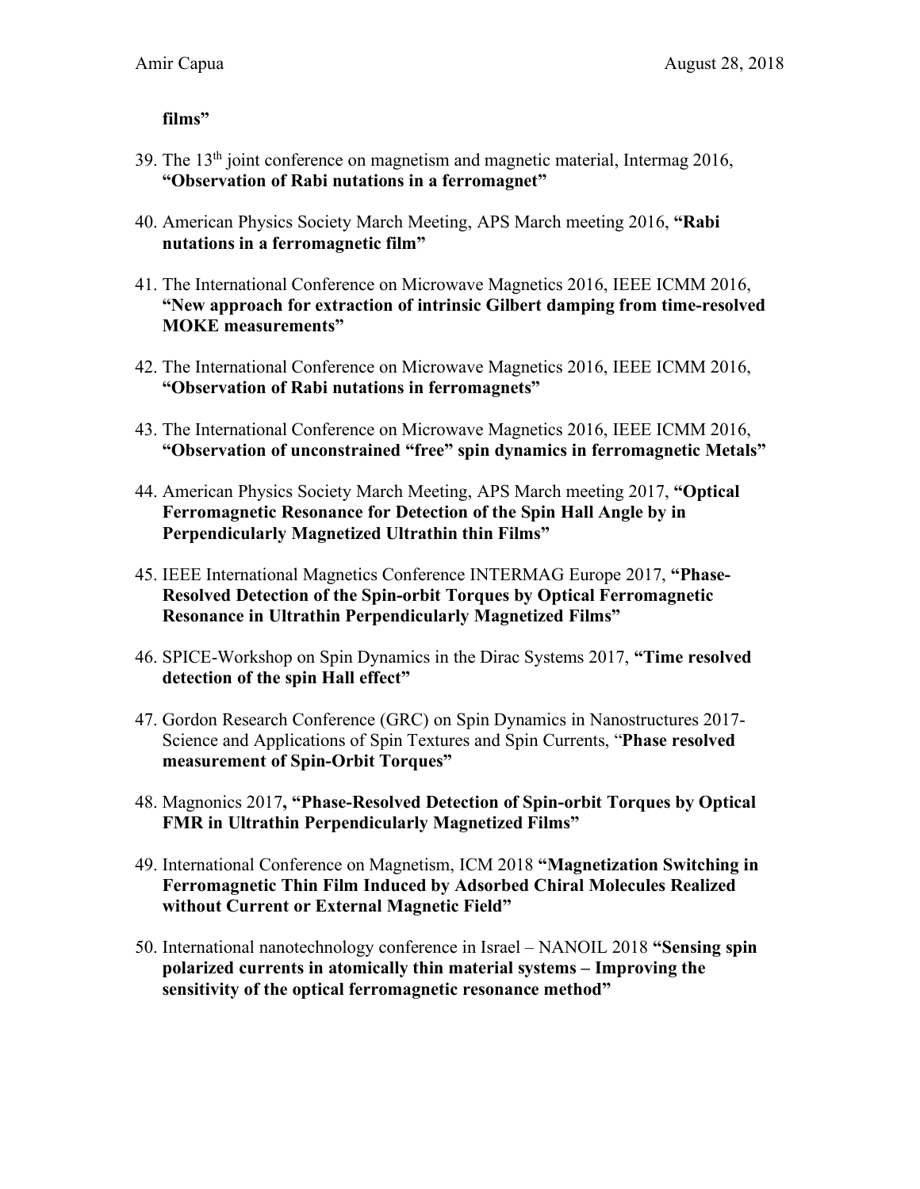**films"**

39. The 13th joint conference on magnetism and magnetic material, Intermag 2016, **"Observation of Rabi nutations in a ferromagnet"**

40. American Physics Society March Meeting, APS March meeting 2016, **"Rabi nutations in a ferromagnetic film"**

41. The International Conference on Microwave Magnetics 2016, IEEE ICMM 2016, **"New approach for extraction of intrinsic Gilbert damping from time-resolved MOKE measurements"**

42. The International Conference on Microwave Magnetics 2016, IEEE ICMM 2016, **"Observation of Rabi nutations in ferromagnets"**

43. The International Conference on Microwave Magnetics 2016, IEEE ICMM 2016, **"Observation of unconstrained "free" spin dynamics in ferromagnetic Metals"**

44. American Physics Society March Meeting, APS March meeting 2017, **"Optical Ferromagnetic Resonance for Detection of the Spin Hall Angle by in Perpendicularly Magnetized Ultrathin thin Films"**

45. IEEE International Magnetics Conference INTERMAG Europe 2017, **"Phase-Resolved Detection of the Spin-orbit Torques by Optical Ferromagnetic Resonance in Ultrathin Perpendicularly Magnetized Films"**

46. SPICE-Workshop on Spin Dynamics in the Dirac Systems 2017, **"Time resolved detection of the spin Hall effect"**

47. Gordon Research Conference (GRC) on Spin Dynamics in Nanostructures 2017- Science and Applications of Spin Textures and Spin Currents, "**Phase resolved measurement of Spin-Orbit Torques"**

48. Magnonics 2017**, "Phase-Resolved Detection of Spin-orbit Torques by Optical FMR in Ultrathin Perpendicularly Magnetized Films"**

49. International Conference on Magnetism, ICM 2018 **"Magnetization Switching in Ferromagnetic Thin Film Induced by Adsorbed Chiral Molecules Realized without Current or External Magnetic Field"**

50. International nanotechnology conference in Israel – NANOIL 2018 **"Sensing spin polarized currents in atomically thin material systems – Improving the sensitivity of the optical ferromagnetic resonance method"**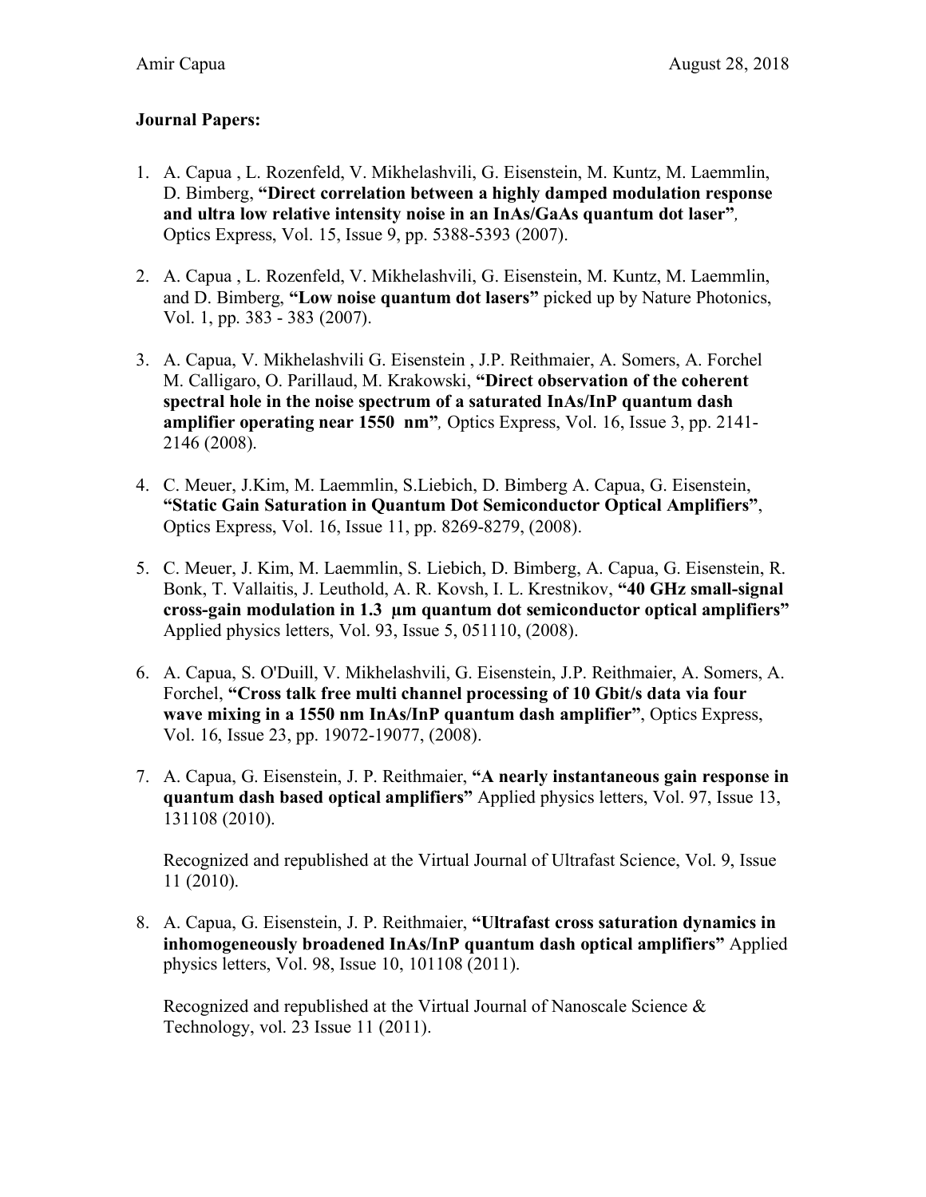**Journal Papers:**

1. A. Capua , L. Rozenfeld, V. Mikhelashvili, G. Eisenstein, M. Kuntz, M. Laemmlin, D. Bimberg, **"Direct correlation between a highly damped modulation response and ultra low relative intensity noise in an InAs/GaAs quantum dot laser"**, Optics Express, Vol. 15, Issue 9, pp. 5388-5393 (2007).

2. A. Capua , L. Rozenfeld, V. Mikhelashvili, G. Eisenstein, M. Kuntz, M. Laemmlin, and D. Bimberg, **"Low noise quantum dot lasers"** picked up by Nature Photonics, Vol. 1, pp. 383 - 383 (2007).

3. A. Capua, V. Mikhelashvili G. Eisenstein , J.P. Reithmaier, A. Somers, A. Forchel M. Calligaro, O. Parillaud, M. Krakowski, **"Direct observation of the coherent spectral hole in the noise spectrum of a saturated InAs/InP quantum dash amplifier operating near 1550 nm"**, Optics Express, Vol. 16, Issue 3, pp. 2141-2146 (2008).

4. C. Meuer, J.Kim, M. Laemmlin, S.Liebich, D. Bimberg A. Capua, G. Eisenstein, **"Static Gain Saturation in Quantum Dot Semiconductor Optical Amplifiers"**, Optics Express, Vol. 16, Issue 11, pp. 8269-8279, (2008).

5. C. Meuer, J. Kim, M. Laemmlin, S. Liebich, D. Bimberg, A. Capua, G. Eisenstein, R. Bonk, T. Vallaitis, J. Leuthold, A. R. Kovsh, I. L. Krestnikov, **"40 GHz small-signal cross-gain modulation in 1.3 μm quantum dot semiconductor optical amplifiers"** Applied physics letters, Vol. 93, Issue 5, 051110, (2008).

6. A. Capua, S. O'Duill, V. Mikhelashvili, G. Eisenstein, J.P. Reithmaier, A. Somers, A. Forchel, **"Cross talk free multi channel processing of 10 Gbit/s data via four wave mixing in a 1550 nm InAs/InP quantum dash amplifier"**, Optics Express, Vol. 16, Issue 23, pp. 19072-19077, (2008).

7. A. Capua, G. Eisenstein, J. P. Reithmaier, **"A nearly instantaneous gain response in quantum dash based optical amplifiers"** Applied physics letters, Vol. 97, Issue 13, 131108 (2010).

   Recognized and republished at the Virtual Journal of Ultrafast Science, Vol. 9, Issue 11 (2010).

8. A. Capua, G. Eisenstein, J. P. Reithmaier, **"Ultrafast cross saturation dynamics in inhomogeneously broadened InAs/InP quantum dash optical amplifiers"** Applied physics letters, Vol. 98, Issue 10, 101108 (2011).

   Recognized and republished at the Virtual Journal of Nanoscale Science & Technology, vol. 23 Issue 11 (2011).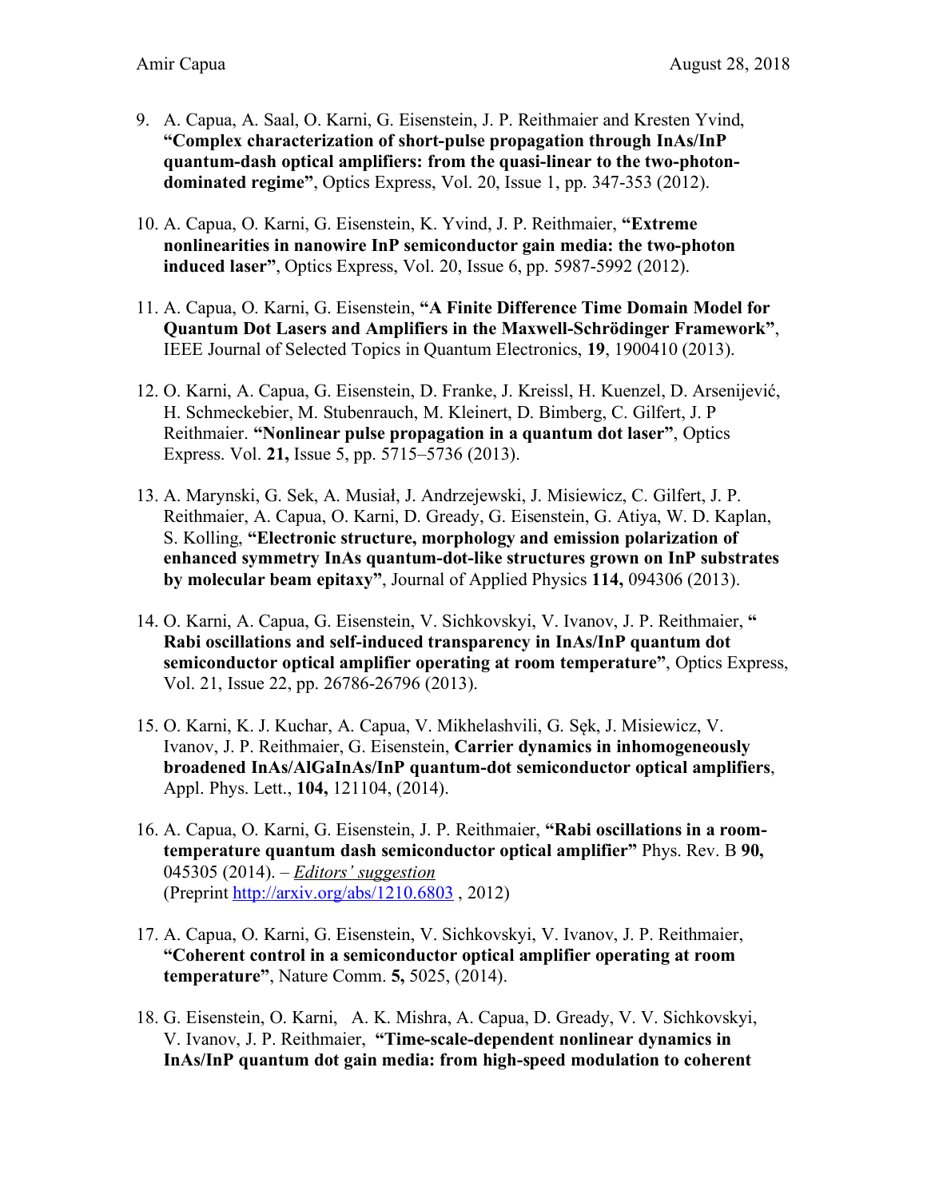9. A. Capua, A. Saal, O. Karni, G. Eisenstein, J. P. Reithmaier and Kresten Yvind, **"Complex characterization of short-pulse propagation through InAs/InP quantum-dash optical amplifiers: from the quasi-linear to the two-photon-dominated regime"**, Optics Express, Vol. 20, Issue 1, pp. 347-353 (2012).

10. A. Capua, O. Karni, G. Eisenstein, K. Yvind, J. P. Reithmaier, **"Extreme nonlinearities in nanowire InP semiconductor gain media: the two-photon induced laser"**, Optics Express, Vol. 20, Issue 6, pp. 5987-5992 (2012).

11. A. Capua, O. Karni, G. Eisenstein, **"A Finite Difference Time Domain Model for Quantum Dot Lasers and Amplifiers in the Maxwell-Schrödinger Framework"**, IEEE Journal of Selected Topics in Quantum Electronics, **19**, 1900410 (2013).

12. O. Karni, A. Capua, G. Eisenstein, D. Franke, J. Kreissl, H. Kuenzel, D. Arsenijević, H. Schmeckebier, M. Stubenrauch, M. Kleinert, D. Bimberg, C. Gilfert, J. P Reithmaier. **"Nonlinear pulse propagation in a quantum dot laser"**, Optics Express. Vol. **21,** Issue 5, pp. 5715–5736 (2013).

13. A. Marynski, G. Sek, A. Musiał, J. Andrzejewski, J. Misiewicz, C. Gilfert, J. P. Reithmaier, A. Capua, O. Karni, D. Gready, G. Eisenstein, G. Atiya, W. D. Kaplan, S. Kolling, **"Electronic structure, morphology and emission polarization of enhanced symmetry InAs quantum-dot-like structures grown on InP substrates by molecular beam epitaxy"**, Journal of Applied Physics **114,** 094306 (2013).

14. O. Karni, A. Capua, G. Eisenstein, V. Sichkovskyi, V. Ivanov, J. P. Reithmaier, **" Rabi oscillations and self-induced transparency in InAs/InP quantum dot semiconductor optical amplifier operating at room temperature"**, Optics Express, Vol. 21, Issue 22, pp. 26786-26796 (2013).

15. O. Karni, K. J. Kuchar, A. Capua, V. Mikhelashvili, G. Sęk, J. Misiewicz, V. Ivanov, J. P. Reithmaier, G. Eisenstein, **Carrier dynamics in inhomogeneously broadened InAs/AlGaInAs/InP quantum-dot semiconductor optical amplifiers**, Appl. Phys. Lett., **104,** 121104, (2014).

16. A. Capua, O. Karni, G. Eisenstein, J. P. Reithmaier, **"Rabi oscillations in a room-temperature quantum dash semiconductor optical amplifier"** Phys. Rev. B **90,** 045305 (2014). – *Editors' suggestion* (Preprint http://arxiv.org/abs/1210.6803 , 2012)

17. A. Capua, O. Karni, G. Eisenstein, V. Sichkovskyi, V. Ivanov, J. P. Reithmaier, **"Coherent control in a semiconductor optical amplifier operating at room temperature"**, Nature Comm. **5,** 5025, (2014).

18. G. Eisenstein, O. Karni, A. K. Mishra, A. Capua, D. Gready, V. V. Sichkovskyi, V. Ivanov, J. P. Reithmaier, **"Time-scale-dependent nonlinear dynamics in InAs/InP quantum dot gain media: from high-speed modulation to coherent**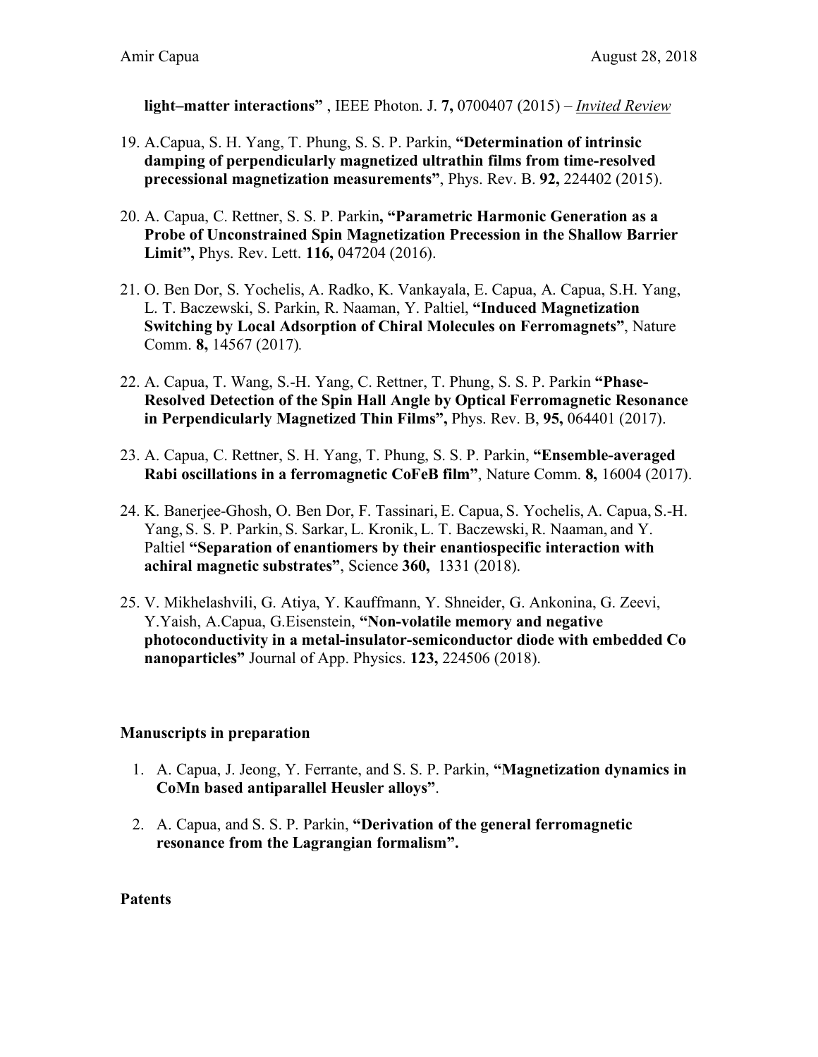**light–matter interactions"** , IEEE Photon. J. **7,** 0700407 (2015) – *Invited Review*

19. A.Capua, S. H. Yang, T. Phung, S. S. P. Parkin, **"Determination of intrinsic damping of perpendicularly magnetized ultrathin films from time-resolved precessional magnetization measurements"**, Phys. Rev. B. **92,** 224402 (2015).

20. A. Capua, C. Rettner, S. S. P. Parkin**, "Parametric Harmonic Generation as a Probe of Unconstrained Spin Magnetization Precession in the Shallow Barrier Limit",** Phys. Rev. Lett. **116,** 047204 (2016).

21. O. Ben Dor, S. Yochelis, A. Radko, K. Vankayala, E. Capua, A. Capua, S.H. Yang, L. T. Baczewski, S. Parkin, R. Naaman, Y. Paltiel, **"Induced Magnetization Switching by Local Adsorption of Chiral Molecules on Ferromagnets"**, Nature Comm. **8,** 14567 (2017).

22. A. Capua, T. Wang, S.-H. Yang, C. Rettner, T. Phung, S. S. P. Parkin **"Phase-Resolved Detection of the Spin Hall Angle by Optical Ferromagnetic Resonance in Perpendicularly Magnetized Thin Films",** Phys. Rev. B, **95,** 064401 (2017).

23. A. Capua, C. Rettner, S. H. Yang, T. Phung, S. S. P. Parkin, **"Ensemble-averaged Rabi oscillations in a ferromagnetic CoFeB film"**, Nature Comm. **8,** 16004 (2017).

24. K. Banerjee-Ghosh, O. Ben Dor, F. Tassinari, E. Capua, S. Yochelis, A. Capua, S.-H. Yang, S. S. P. Parkin, S. Sarkar, L. Kronik, L. T. Baczewski, R. Naaman, and Y. Paltiel **"Separation of enantiomers by their enantiospecific interaction with achiral magnetic substrates"**, Science **360,** 1331 (2018).

25. V. Mikhelashvili, G. Atiya, Y. Kauffmann, Y. Shneider, G. Ankonina, G. Zeevi, Y.Yaish, A.Capua, G.Eisenstein, **"Non-volatile memory and negative photoconductivity in a metal-insulator-semiconductor diode with embedded Co nanoparticles"** Journal of App. Physics. **123,** 224506 (2018).

**Manuscripts in preparation**

1. A. Capua, J. Jeong, Y. Ferrante, and S. S. P. Parkin, **"Magnetization dynamics in CoMn based antiparallel Heusler alloys"**.

2. A. Capua, and S. S. P. Parkin, **"Derivation of the general ferromagnetic resonance from the Lagrangian formalism".**

**Patents**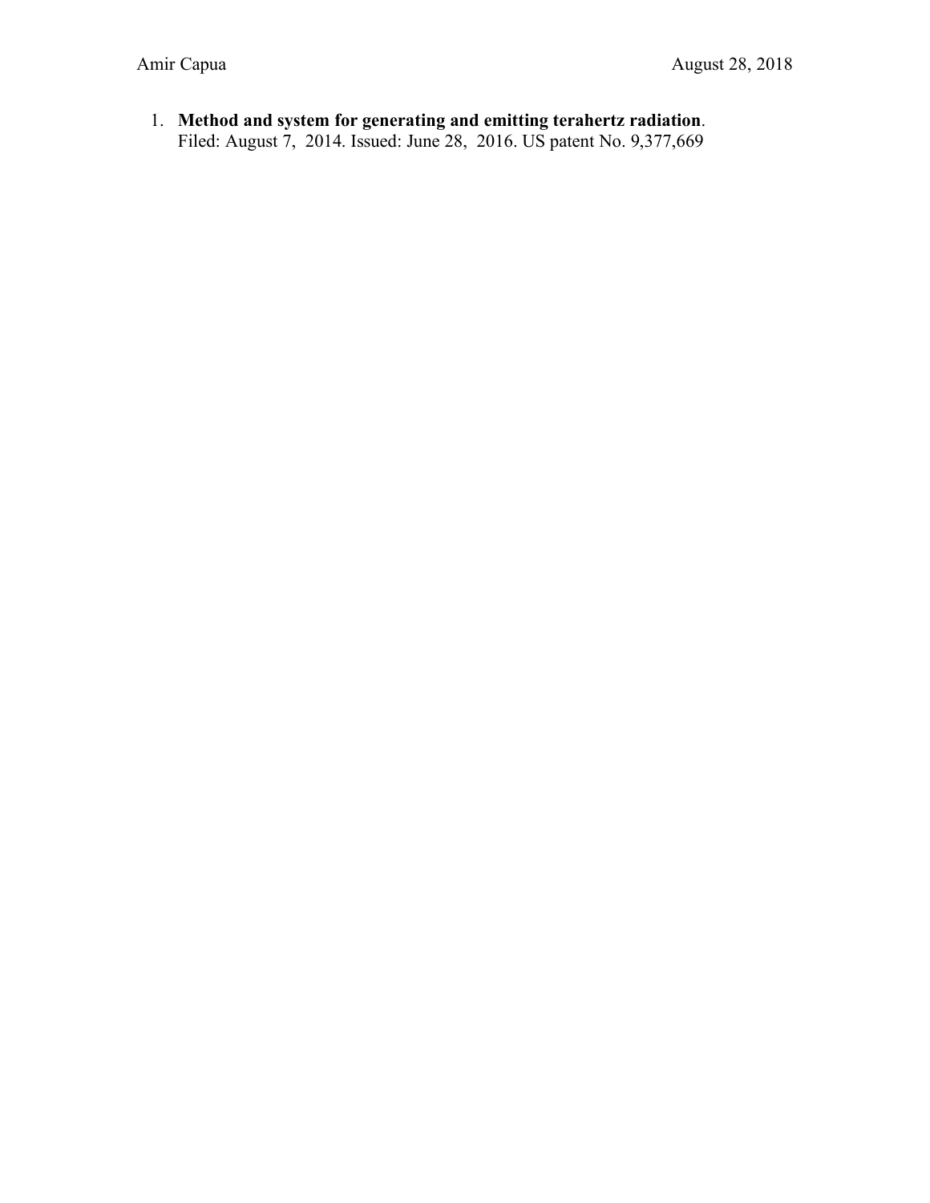1. **Method and system for generating and emitting terahertz radiation**.
   Filed: August 7, 2014. Issued: June 28, 2016. US patent No. 9,377,669